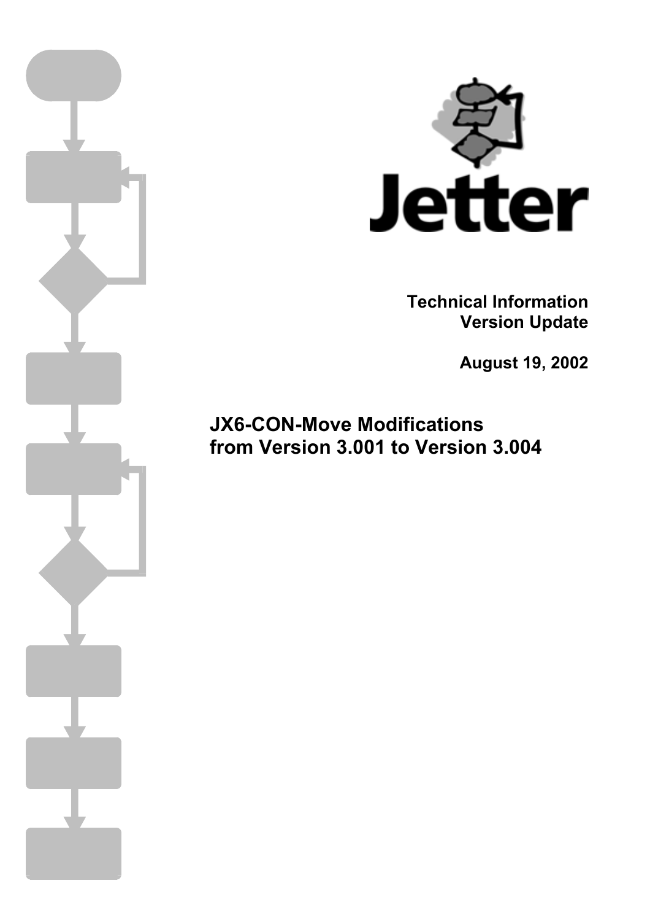Jetter

**Technical Information**
**Version Update**

**August 19, 2002**

# JX6-CON-Move Modifications from Version 3.001 to Version 3.004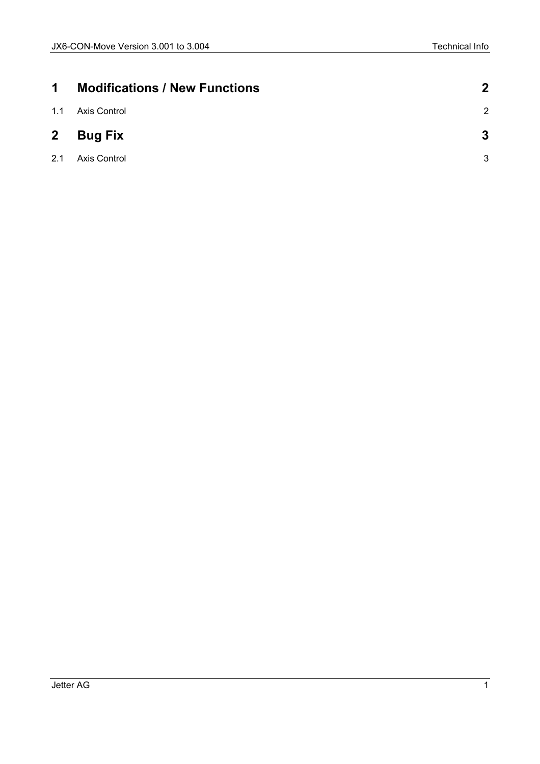| | | |
|---|---|---|
| **1** | **Modifications / New Functions** | **2** |
| 1.1 | Axis Control | 2 |
| **2** | **Bug Fix** | **3** |
| 2.1 | Axis Control | 3 |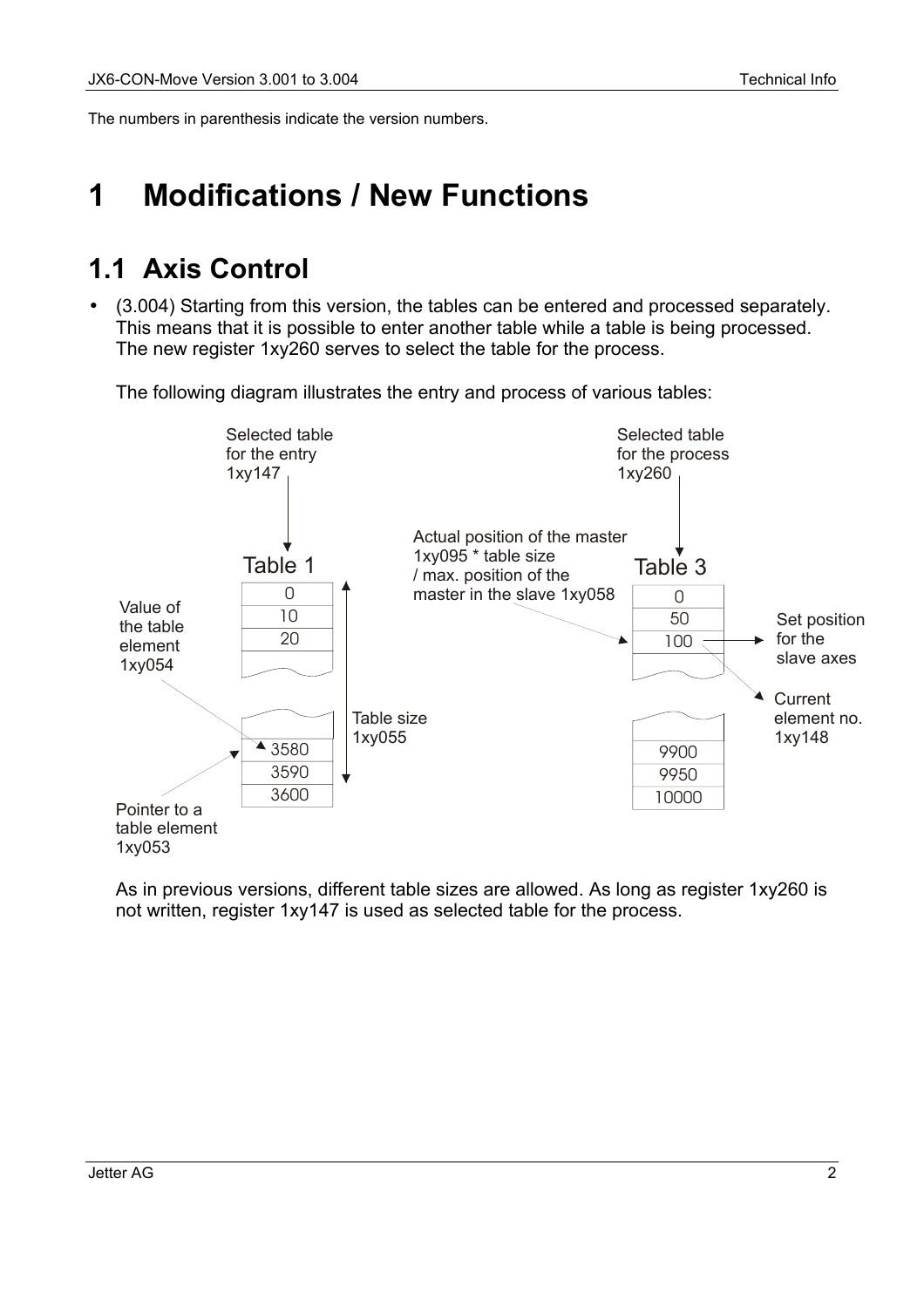The numbers in parenthesis indicate the version numbers.

# 1 Modifications / New Functions

## 1.1 Axis Control

- (3.004) Starting from this version, the tables can be entered and processed separately. This means that it is possible to enter another table while a table is being processed. The new register 1xy260 serves to select the table for the process.

  The following diagram illustrates the entry and process of various tables:

  Selected table for the entry 1xy147

  Selected table for the process 1xy260

  Actual position of the master 1xy095 * table size / max. position of the master in the slave 1xy058

  Table 1

  | Table 1 |
  |---|
  | 0 |
  | 10 |
  | 20 |
  | ... |
  | 3580 |
  | 3590 |
  | 3600 |

  Table 3

  | Table 3 |
  |---|
  | 0 |
  | 50 |
  | 100 |
  | ... |
  | 9900 |
  | 9950 |
  | 10000 |

  Value of the table element 1xy054

  Table size 1xy055

  Pointer to a table element 1xy053

  Set position for the slave axes

  Current element no. 1xy148

  As in previous versions, different table sizes are allowed. As long as register 1xy260 is not written, register 1xy147 is used as selected table for the process.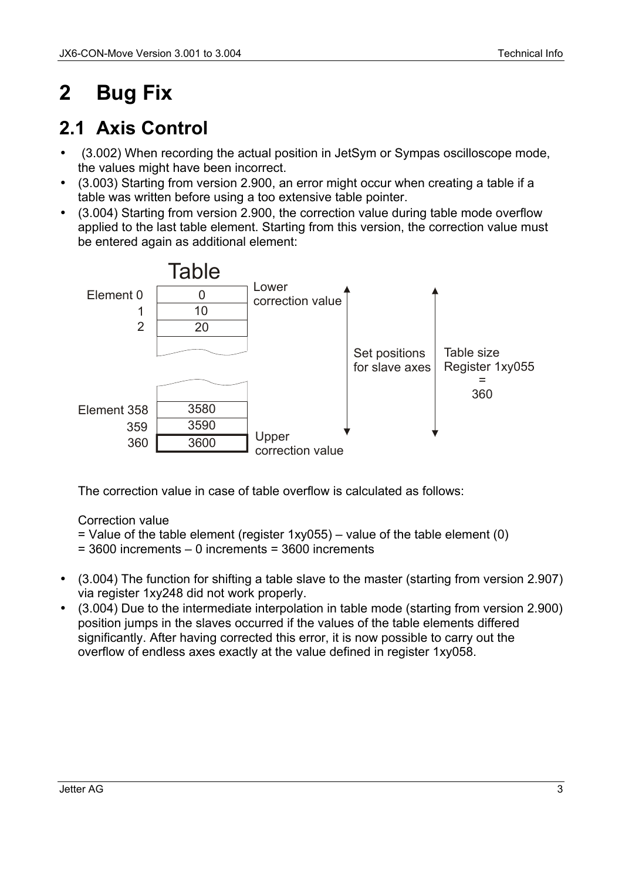# 2 Bug Fix

## 2.1 Axis Control

- (3.002) When recording the actual position in JetSym or Sympas oscilloscope mode, the values might have been incorrect.
- (3.003) Starting from version 2.900, an error might occur when creating a table if a table was written before using a too extensive table pointer.
- (3.004) Starting from version 2.900, the correction value during table mode overflow applied to the last table element. Starting from this version, the correction value must be entered again as additional element:

Table

Element 0 — 0 — Lower correction value

1 — 10

2 — 20

Element 358 — 3580

359 — 3590

360 — 3600 — Upper correction value

Set positions for slave axes

Table size Register 1xy055 = 360

The correction value in case of table overflow is calculated as follows:

Correction value
= Value of the table element (register 1xy055) – value of the table element (0)
= 3600 increments – 0 increments = 3600 increments

- (3.004) The function for shifting a table slave to the master (starting from version 2.907) via register 1xy248 did not work properly.
- (3.004) Due to the intermediate interpolation in table mode (starting from version 2.900) position jumps in the slaves occurred if the values of the table elements differed significantly. After having corrected this error, it is now possible to carry out the overflow of endless axes exactly at the value defined in register 1xy058.